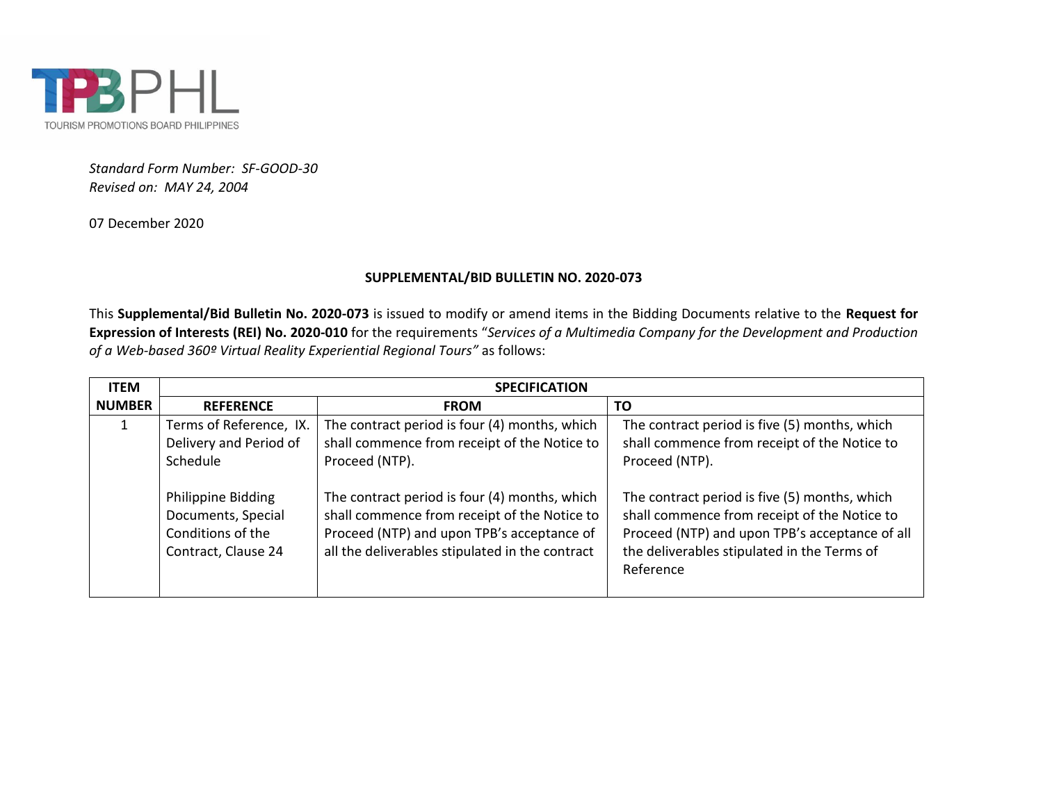TPBPHL
TOURISM PROMOTIONS BOARD PHILIPPINES

*Standard Form Number: SF-GOOD-30*
*Revised on: MAY 24, 2004*

07 December 2020

**SUPPLEMENTAL/BID BULLETIN NO. 2020-073**

This **Supplemental/Bid Bulletin No. 2020-073** is issued to modify or amend items in the Bidding Documents relative to the **Request for Expression of Interests (REI) No. 2020-010** for the requirements "*Services of a Multimedia Company for the Development and Production of a Web-based 360º Virtual Reality Experiential Regional Tours"* as follows:

| ITEM NUMBER | SPECIFICATION | | |
|---|---|---|---|
| | **REFERENCE** | **FROM** | **TO** |
| 1 | Terms of Reference, IX. Delivery and Period of Schedule | The contract period is four (4) months, which shall commence from receipt of the Notice to Proceed (NTP). | The contract period is five (5) months, which shall commence from receipt of the Notice to Proceed (NTP). |
| | Philippine Bidding Documents, Special Conditions of the Contract, Clause 24 | The contract period is four (4) months, which shall commence from receipt of the Notice to Proceed (NTP) and upon TPB's acceptance of all the deliverables stipulated in the contract | The contract period is five (5) months, which shall commence from receipt of the Notice to Proceed (NTP) and upon TPB's acceptance of all the deliverables stipulated in the Terms of Reference |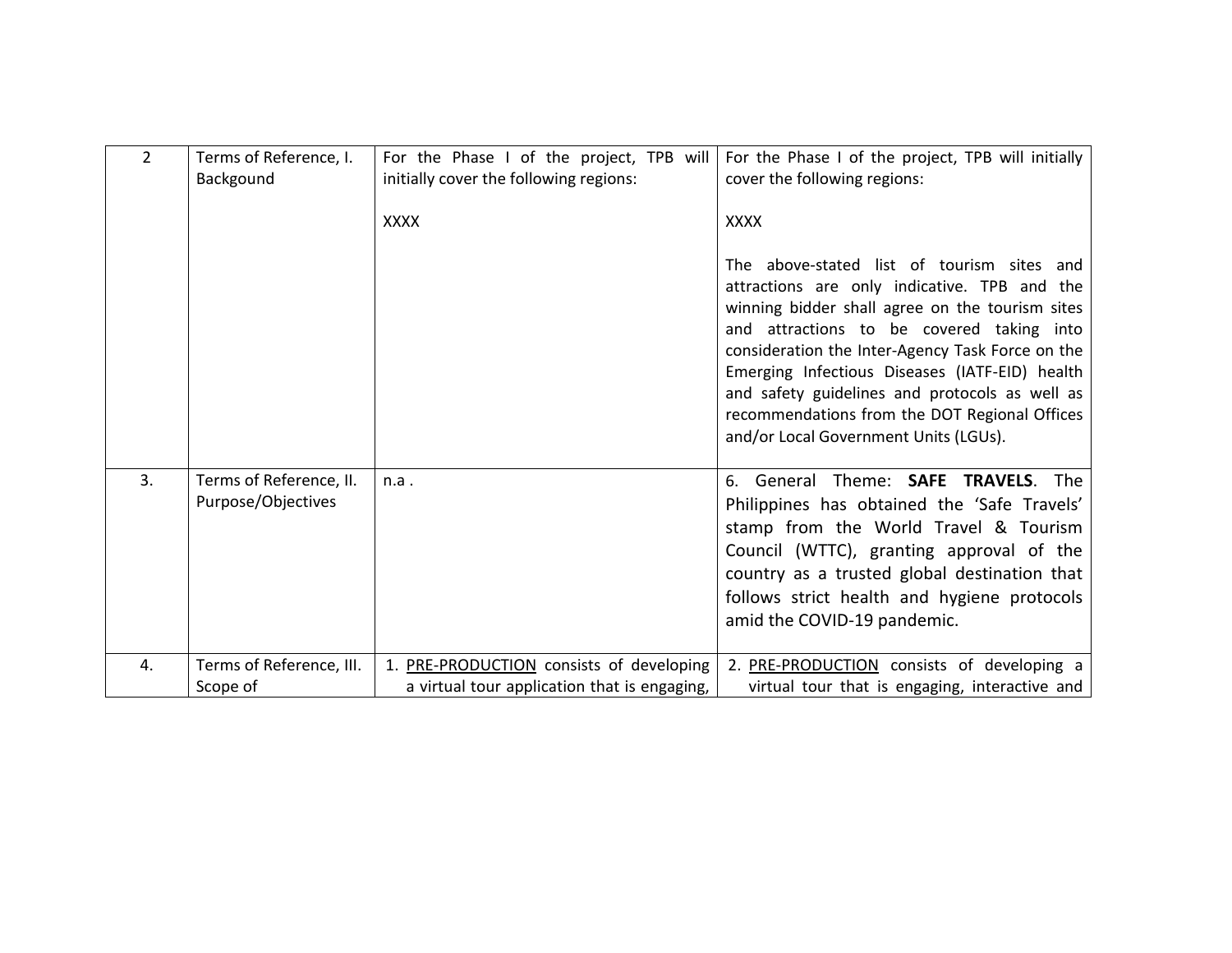| 2 | Terms of Reference, I. Backgound | For the Phase I of the project, TPB will initially cover the following regions:<br><br>XXXX | For the Phase I of the project, TPB will initially cover the following regions:<br><br>XXXX<br><br>The above-stated list of tourism sites and attractions are only indicative. TPB and the winning bidder shall agree on the tourism sites and attractions to be covered taking into consideration the Inter-Agency Task Force on the Emerging Infectious Diseases (IATF-EID) health and safety guidelines and protocols as well as recommendations from the DOT Regional Offices and/or Local Government Units (LGUs). |
|---|---|---|---|
| 3. | Terms of Reference, II. Purpose/Objectives | n.a . | 6. General Theme: **SAFE TRAVELS**. The Philippines has obtained the 'Safe Travels' stamp from the World Travel & Tourism Council (WTTC), granting approval of the country as a trusted global destination that follows strict health and hygiene protocols amid the COVID-19 pandemic. |
| 4. | Terms of Reference, III. Scope of | 1. PRE-PRODUCTION consists of developing a virtual tour application that is engaging, | 2. PRE-PRODUCTION consists of developing a virtual tour that is engaging, interactive and |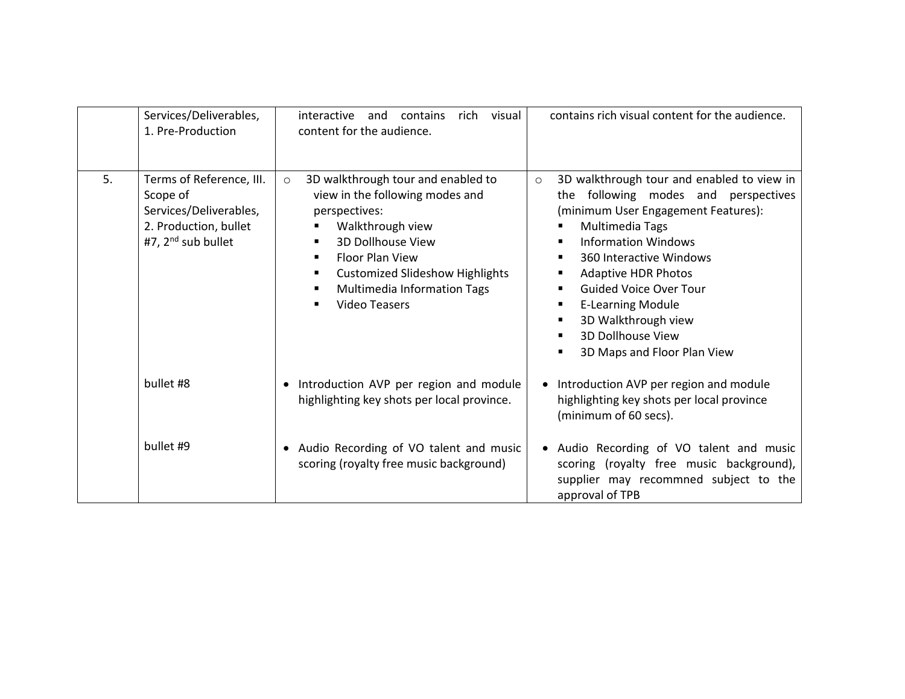| | | | |
|---|---|---|---|
| | Services/Deliverables, 1. Pre-Production | interactive and contains rich visual content for the audience. | contains rich visual content for the audience. |
| 5. | Terms of Reference, III. Scope of Services/Deliverables, 2. Production, bullet #7, 2nd sub bullet | ○ 3D walkthrough tour and enabled to view in the following modes and perspectives:<br>▪ Walkthrough view<br>▪ 3D Dollhouse View<br>▪ Floor Plan View<br>▪ Customized Slideshow Highlights<br>▪ Multimedia Information Tags<br>▪ Video Teasers | ○ 3D walkthrough tour and enabled to view in the following modes and perspectives (minimum User Engagement Features):<br>▪ Multimedia Tags<br>▪ Information Windows<br>▪ 360 Interactive Windows<br>▪ Adaptive HDR Photos<br>▪ Guided Voice Over Tour<br>▪ E-Learning Module<br>▪ 3D Walkthrough view<br>▪ 3D Dollhouse View<br>▪ 3D Maps and Floor Plan View |
| | bullet #8 | • Introduction AVP per region and module highlighting key shots per local province. | • Introduction AVP per region and module highlighting key shots per local province (minimum of 60 secs). |
| | bullet #9 | • Audio Recording of VO talent and music scoring (royalty free music background) | • Audio Recording of VO talent and music scoring (royalty free music background), supplier may recommned subject to the approval of TPB |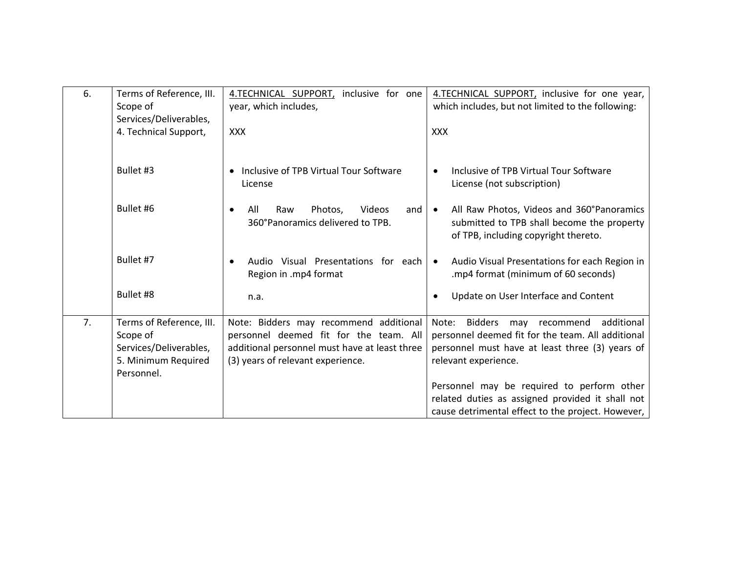| 6. | Terms of Reference, III. Scope of Services/Deliverables, 4. Technical Support, | 4.TECHNICAL SUPPORT, inclusive for one year, which includes,<br><br>XXX | 4.TECHNICAL SUPPORT, inclusive for one year, which includes, but not limited to the following:<br><br>XXX |
|---|---|---|---|
| | Bullet #3 | • Inclusive of TPB Virtual Tour Software License | • Inclusive of TPB Virtual Tour Software License (not subscription) |
| | Bullet #6 | • All Raw Photos, Videos and 360°Panoramics delivered to TPB. | • All Raw Photos, Videos and 360°Panoramics submitted to TPB shall become the property of TPB, including copyright thereto. |
| | Bullet #7 | • Audio Visual Presentations for each Region in .mp4 format | • Audio Visual Presentations for each Region in .mp4 format (minimum of 60 seconds) |
| | Bullet #8 | n.a. | • Update on User Interface and Content |
| 7. | Terms of Reference, III. Scope of Services/Deliverables, 5. Minimum Required Personnel. | Note: Bidders may recommend additional personnel deemed fit for the team. All additional personnel must have at least three (3) years of relevant experience. | Note: Bidders may recommend additional personnel deemed fit for the team. All additional personnel must have at least three (3) years of relevant experience.<br><br>Personnel may be required to perform other related duties as assigned provided it shall not cause detrimental effect to the project. However, |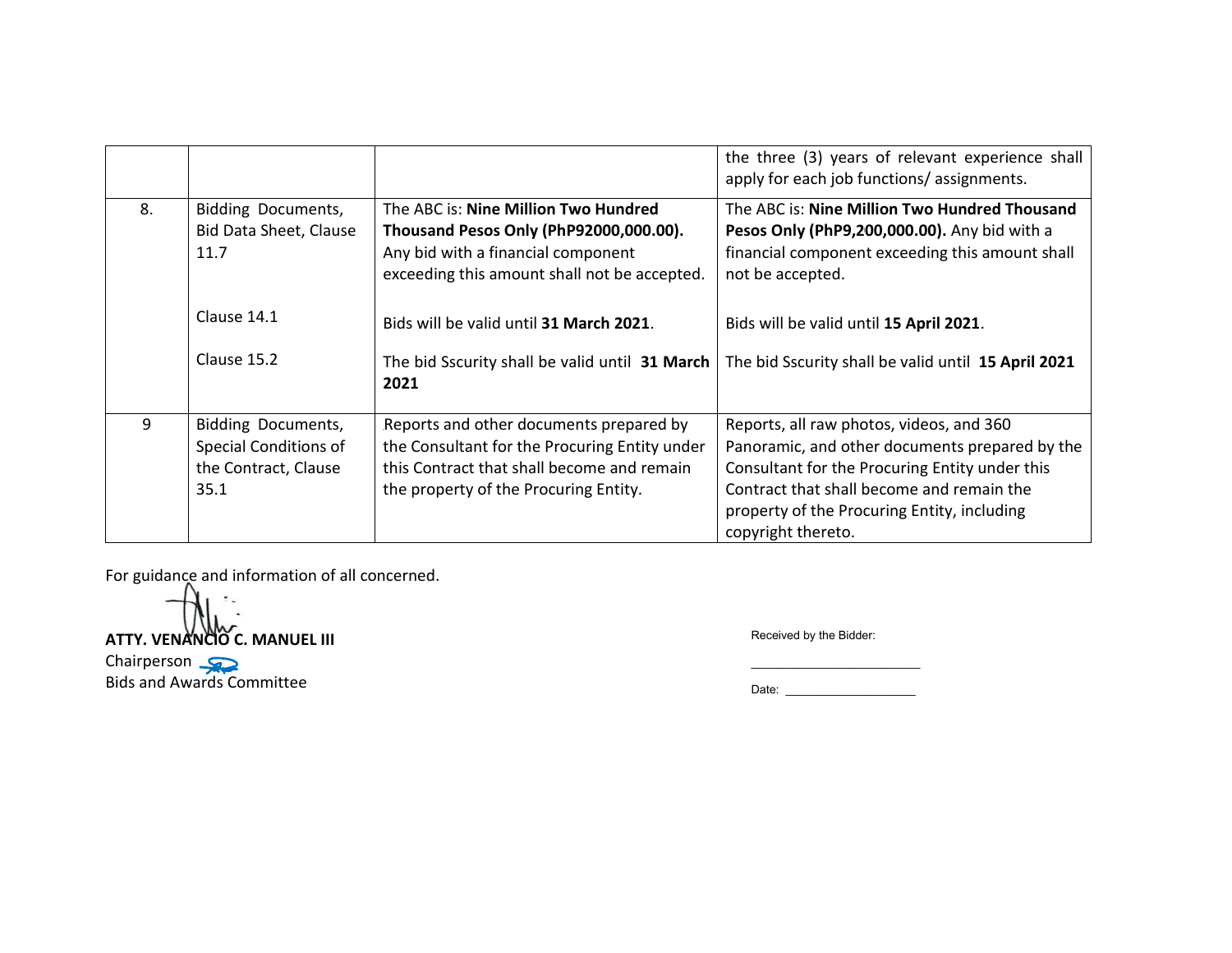| | | | |
|---|---|---|---|
| | | | the three (3) years of relevant experience shall apply for each job functions/ assignments. |
| 8. | Bidding Documents, Bid Data Sheet, Clause 11.7<br><br>Clause 14.1<br><br>Clause 15.2 | The ABC is: **Nine Million Two Hundred Thousand Pesos Only (PhP92000,000.00).** Any bid with a financial component exceeding this amount shall not be accepted.<br><br>Bids will be valid until **31 March 2021**.<br><br>The bid Sscurity shall be valid until **31 March 2021** | The ABC is: **Nine Million Two Hundred Thousand Pesos Only (PhP9,200,000.00).** Any bid with a financial component exceeding this amount shall not be accepted.<br><br>Bids will be valid until **15 April 2021**.<br><br>The bid Sscurity shall be valid until **15 April 2021** |
| 9 | Bidding Documents, Special Conditions of the Contract, Clause 35.1 | Reports and other documents prepared by the Consultant for the Procuring Entity under this Contract that shall become and remain the property of the Procuring Entity. | Reports, all raw photos, videos, and 360 Panoramic, and other documents prepared by the Consultant for the Procuring Entity under this Contract that shall become and remain the property of the Procuring Entity, including copyright thereto. |

For guidance and information of all concerned.

**ATTY. VENANCIO C. MANUEL III**
Chairperson
Bids and Awards Committee

Received by the Bidder:

\_\_\_\_\_\_\_\_\_\_\_\_\_\_\_\_\_\_\_\_\_\_\_\_

Date: \_\_\_\_\_\_\_\_\_\_\_\_\_\_\_\_\_\_\_\_